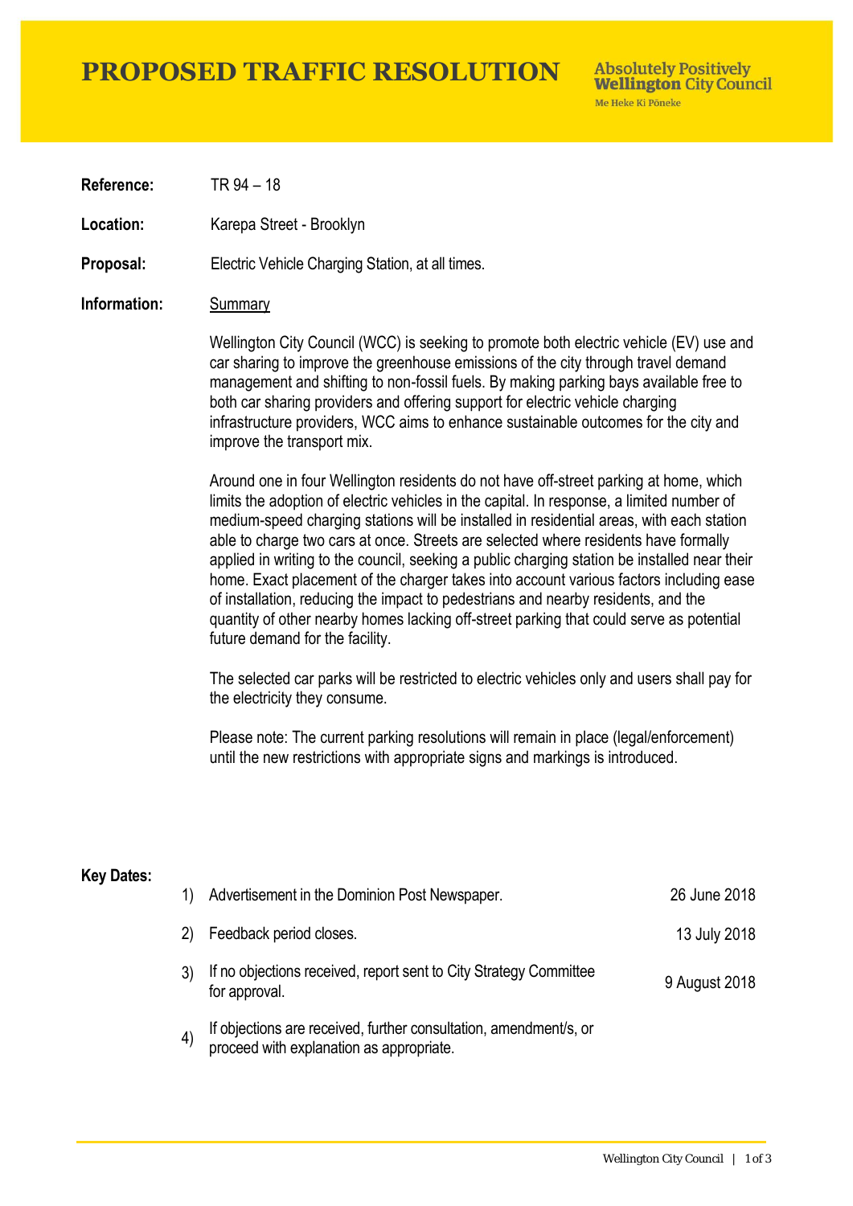# PROPOSED TRAFFIC RESOLUTION

Absolutely Positively **Wellington** City Council
Me Heke Ki Pōneke

**Reference:** TR 94 – 18

**Location:** Karepa Street - Brooklyn

**Proposal:** Electric Vehicle Charging Station, at all times.

**Information:** Summary

Wellington City Council (WCC) is seeking to promote both electric vehicle (EV) use and car sharing to improve the greenhouse emissions of the city through travel demand management and shifting to non-fossil fuels. By making parking bays available free to both car sharing providers and offering support for electric vehicle charging infrastructure providers, WCC aims to enhance sustainable outcomes for the city and improve the transport mix.

Around one in four Wellington residents do not have off-street parking at home, which limits the adoption of electric vehicles in the capital. In response, a limited number of medium-speed charging stations will be installed in residential areas, with each station able to charge two cars at once. Streets are selected where residents have formally applied in writing to the council, seeking a public charging station be installed near their home. Exact placement of the charger takes into account various factors including ease of installation, reducing the impact to pedestrians and nearby residents, and the quantity of other nearby homes lacking off-street parking that could serve as potential future demand for the facility.

The selected car parks will be restricted to electric vehicles only and users shall pay for the electricity they consume.

Please note: The current parking resolutions will remain in place (legal/enforcement) until the new restrictions with appropriate signs and markings is introduced.

**Key Dates:**

1) Advertisement in the Dominion Post Newspaper. — 26 June 2018
2) Feedback period closes. — 13 July 2018
3) If no objections received, report sent to City Strategy Committee for approval. — 9 August 2018
4) If objections are received, further consultation, amendment/s, or proceed with explanation as appropriate.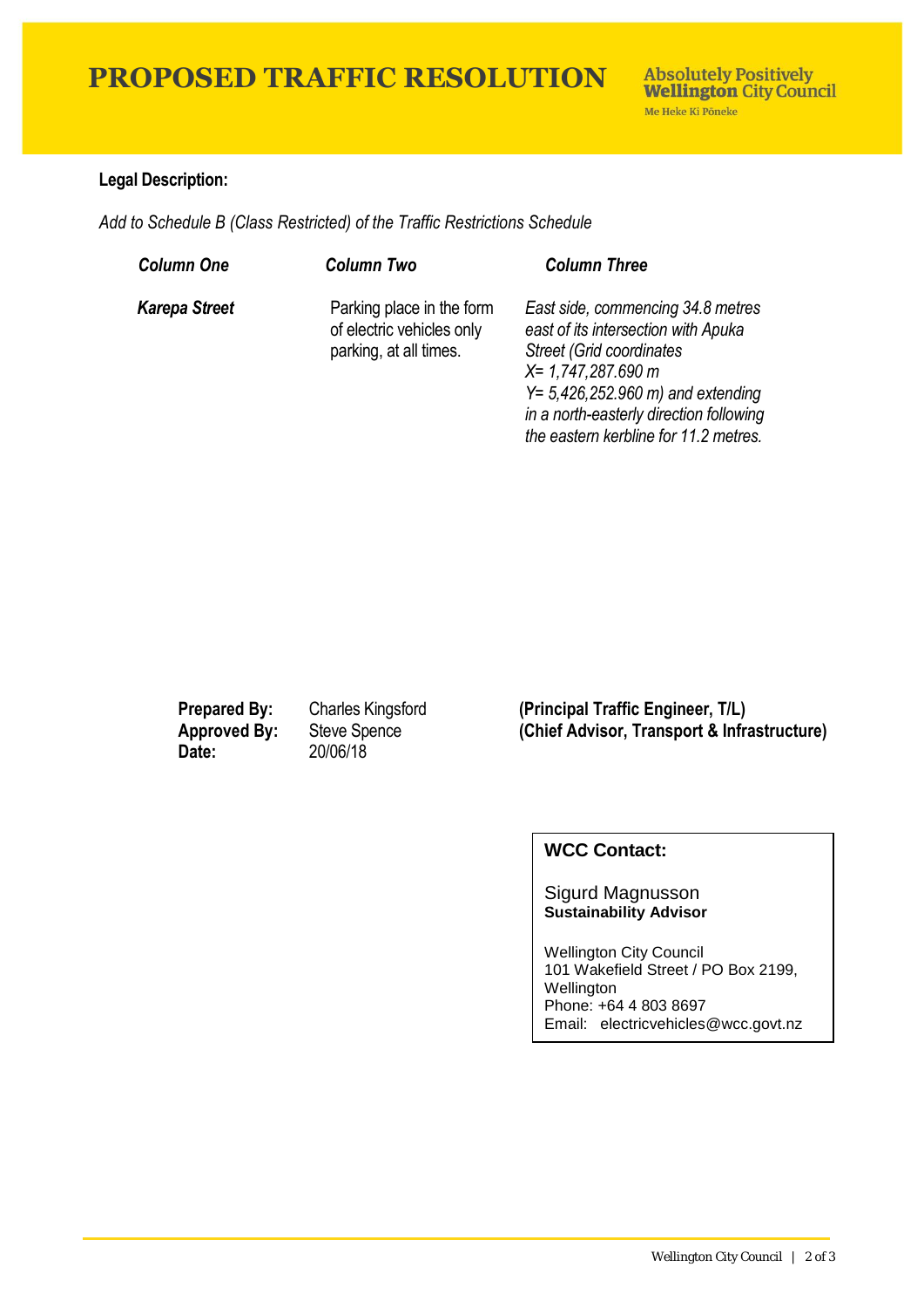# PROPOSED TRAFFIC RESOLUTION

Absolutely Positively **Wellington** City Council
Me Heke Ki Pōneke

**Legal Description:**

*Add to Schedule B (Class Restricted) of the Traffic Restrictions Schedule*

| ***Column One*** | ***Column Two*** | ***Column Three*** |
|---|---|---|
| ***Karepa Street*** | Parking place in the form of electric vehicles only parking, at all times. | *East side, commencing 34.8 metres east of its intersection with Apuka Street (Grid coordinates X= 1,747,287.690 m Y= 5,426,252.960 m) and extending in a north-easterly direction following the eastern kerbline for 11.2 metres.* |

**Prepared By:** Charles Kingsford **(Principal Traffic Engineer, T/L)**
**Approved By:** Steve Spence **(Chief Advisor, Transport & Infrastructure)**
**Date:** 20/06/18

**WCC Contact:**

Sigurd Magnusson
**Sustainability Advisor**

Wellington City Council
101 Wakefield Street / PO Box 2199, Wellington
Phone: +64 4 803 8697
Email: electricvehicles@wcc.govt.nz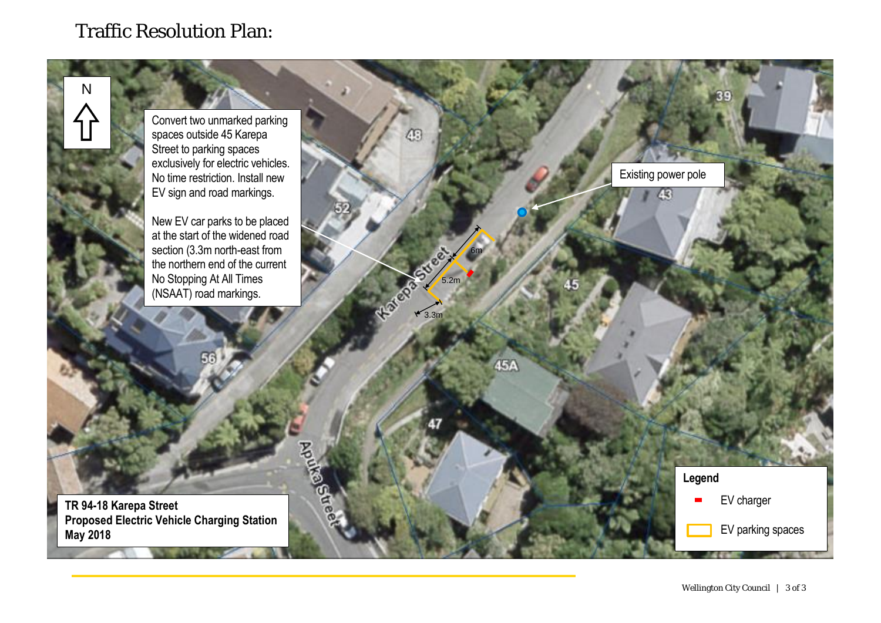# Traffic Resolution Plan:

N

Convert two unmarked parking spaces outside 45 Karepa Street to parking spaces exclusively for electric vehicles. No time restriction. Install new EV sign and road markings.

New EV car parks to be placed at the start of the widened road section (3.3m north-east from the northern end of the current No Stopping At All Times (NSAAT) road markings.

Existing power pole

6m

5.2m

3.3m

Karepa Street

Apuka Street

48

52

56

39

43

45

45A

47

**TR 94-18 Karepa Street**
**Proposed Electric Vehicle Charging Station**
**May 2018**

**Legend**

EV charger

EV parking spaces